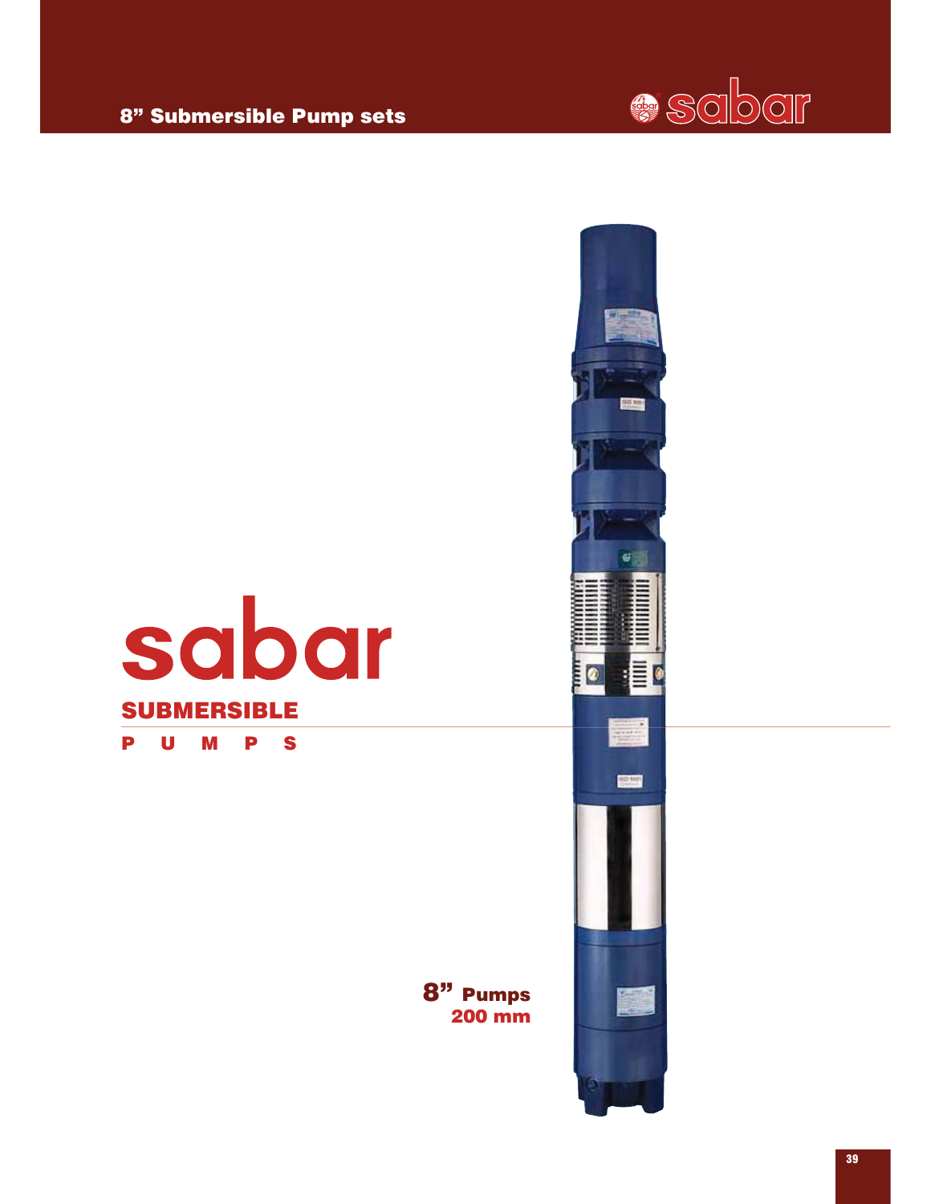# 8" Submersible Pump sets

sabar

# sabar

**SUBMERSIBLE**

**P U M P S**

**8" Pumps**
**200 mm**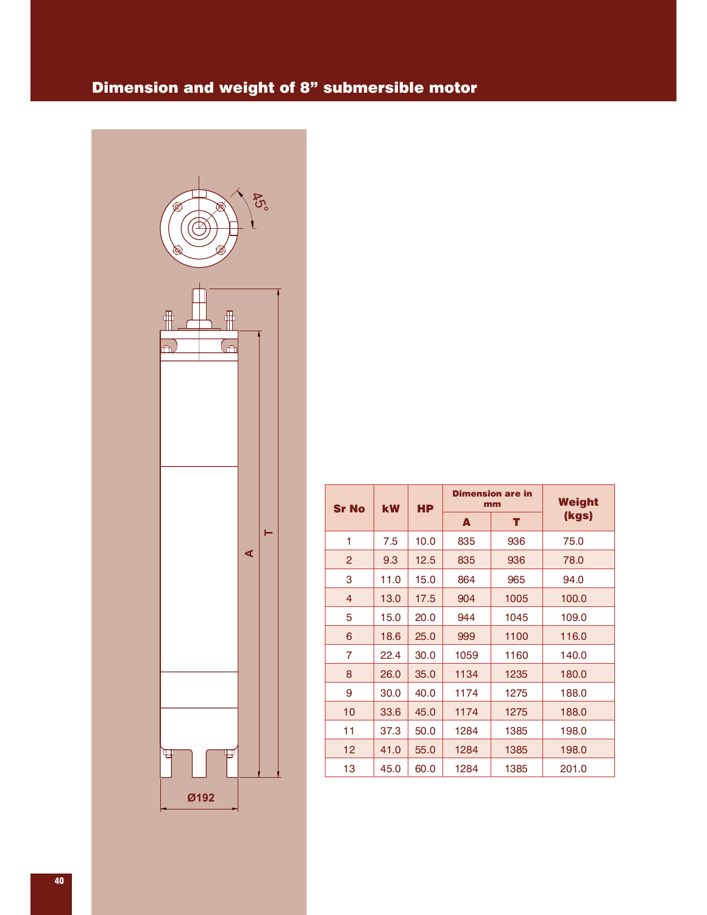# Dimension and weight of 8" submersible motor

| Sr No | kW | HP | Dimension are in mm | | Weight (kgs) |
|---|---|---|---|---|---|
| | | | A | T | |
| 1 | 7.5 | 10.0 | 835 | 936 | 75.0 |
| 2 | 9.3 | 12.5 | 835 | 936 | 78.0 |
| 3 | 11.0 | 15.0 | 864 | 965 | 94.0 |
| 4 | 13.0 | 17.5 | 904 | 1005 | 100.0 |
| 5 | 15.0 | 20.0 | 944 | 1045 | 109.0 |
| 6 | 18.6 | 25.0 | 999 | 1100 | 116.0 |
| 7 | 22.4 | 30.0 | 1059 | 1160 | 140.0 |
| 8 | 26.0 | 35.0 | 1134 | 1235 | 180.0 |
| 9 | 30.0 | 40.0 | 1174 | 1275 | 188.0 |
| 10 | 33.6 | 45.0 | 1174 | 1275 | 188.0 |
| 11 | 37.3 | 50.0 | 1284 | 1385 | 198.0 |
| 12 | 41.0 | 55.0 | 1284 | 1385 | 198.0 |
| 13 | 45.0 | 60.0 | 1284 | 1385 | 201.0 |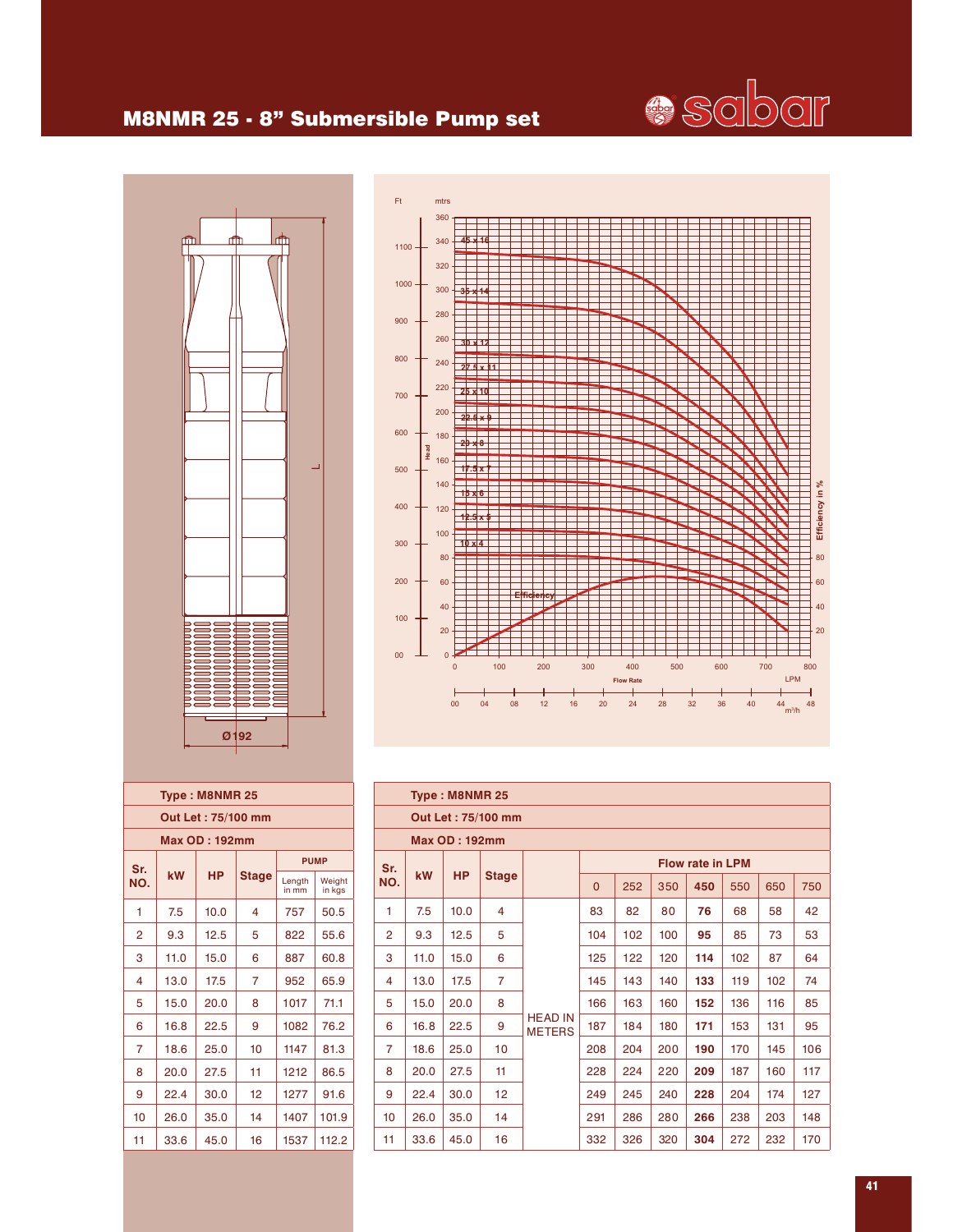# M8NMR 25 - 8" Submersible Pump set

**Type : M8NMR 25**

**Out Let : 75/100 mm**

**Max OD : 192mm**

| Sr. NO. | kW | HP | Stage | PUMP Length in mm | PUMP Weight in kgs |
|---|---|---|---|---|---|
| 1 | 7.5 | 10.0 | 4 | 757 | 50.5 |
| 2 | 9.3 | 12.5 | 5 | 822 | 55.6 |
| 3 | 11.0 | 15.0 | 6 | 887 | 60.8 |
| 4 | 13.0 | 17.5 | 7 | 952 | 65.9 |
| 5 | 15.0 | 20.0 | 8 | 1017 | 71.1 |
| 6 | 16.8 | 22.5 | 9 | 1082 | 76.2 |
| 7 | 18.6 | 25.0 | 10 | 1147 | 81.3 |
| 8 | 20.0 | 27.5 | 11 | 1212 | 86.5 |
| 9 | 22.4 | 30.0 | 12 | 1277 | 91.6 |
| 10 | 26.0 | 35.0 | 14 | 1407 | 101.9 |
| 11 | 33.6 | 45.0 | 16 | 1537 | 112.2 |

**Type : M8NMR 25**

**Out Let : 75/100 mm**

**Max OD : 192mm**

| Sr. NO. | kW | HP | Stage | | Flow rate in LPM | | | | | | |
|---|---|---|---|---|---|---|---|---|---|---|---|
| | | | | | 0 | 252 | 350 | **450** | 550 | 650 | 750 |
| 1 | 7.5 | 10.0 | 4 | HEAD IN METERS | 83 | 82 | 80 | **76** | 68 | 58 | 42 |
| 2 | 9.3 | 12.5 | 5 | | 104 | 102 | 100 | **95** | 85 | 73 | 53 |
| 3 | 11.0 | 15.0 | 6 | | 125 | 122 | 120 | **114** | 102 | 87 | 64 |
| 4 | 13.0 | 17.5 | 7 | | 145 | 143 | 140 | **133** | 119 | 102 | 74 |
| 5 | 15.0 | 20.0 | 8 | | 166 | 163 | 160 | **152** | 136 | 116 | 85 |
| 6 | 16.8 | 22.5 | 9 | | 187 | 184 | 180 | **171** | 153 | 131 | 95 |
| 7 | 18.6 | 25.0 | 10 | | 208 | 204 | 200 | **190** | 170 | 145 | 106 |
| 8 | 20.0 | 27.5 | 11 | | 228 | 224 | 220 | **209** | 187 | 160 | 117 |
| 9 | 22.4 | 30.0 | 12 | | 249 | 245 | 240 | **228** | 204 | 174 | 127 |
| 10 | 26.0 | 35.0 | 14 | | 291 | 286 | 280 | **266** | 238 | 203 | 148 |
| 11 | 33.6 | 45.0 | 16 | | 332 | 326 | 320 | **304** | 272 | 232 | 170 |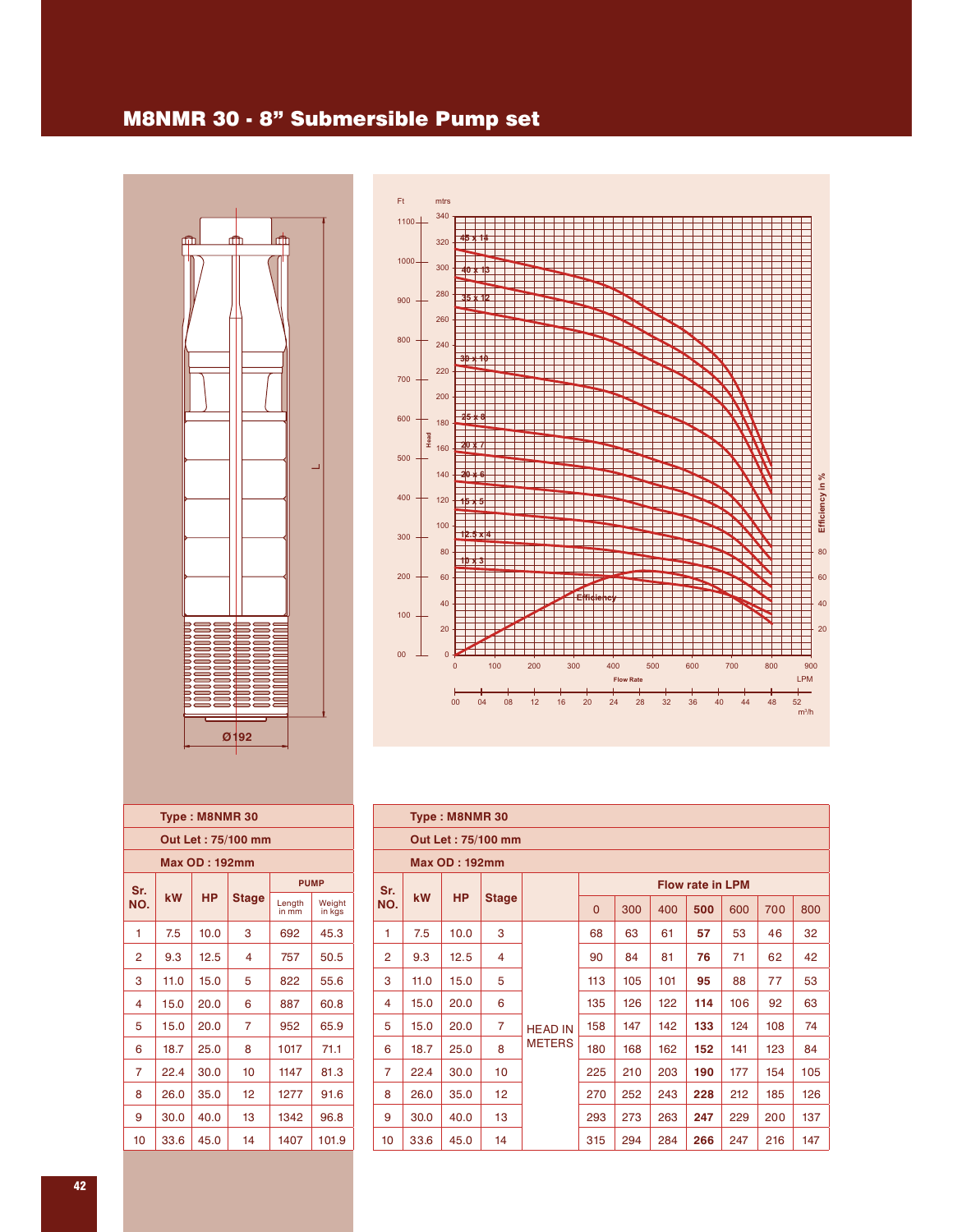# M8NMR 30 - 8" Submersible Pump set

| Type : M8NMR 30 | | | | | |
|---|---|---|---|---|---|
| Out Let : 75/100 mm | | | | | |
| Max OD : 192mm | | | | | |
| Sr. NO. | kW | HP | Stage | PUMP | |
| | | | | Length in mm | Weight in kgs |
| 1 | 7.5 | 10.0 | 3 | 692 | 45.3 |
| 2 | 9.3 | 12.5 | 4 | 757 | 50.5 |
| 3 | 11.0 | 15.0 | 5 | 822 | 55.6 |
| 4 | 15.0 | 20.0 | 6 | 887 | 60.8 |
| 5 | 15.0 | 20.0 | 7 | 952 | 65.9 |
| 6 | 18.7 | 25.0 | 8 | 1017 | 71.1 |
| 7 | 22.4 | 30.0 | 10 | 1147 | 81.3 |
| 8 | 26.0 | 35.0 | 12 | 1277 | 91.6 |
| 9 | 30.0 | 40.0 | 13 | 1342 | 96.8 |
| 10 | 33.6 | 45.0 | 14 | 1407 | 101.9 |

| Type : M8NMR 30 | | | | | | | | | | | |
|---|---|---|---|---|---|---|---|---|---|---|---|
| Out Let : 75/100 mm | | | | | | | | | | | |
| Max OD : 192mm | | | | | | | | | | | |
| Sr. NO. | kW | HP | Stage | | Flow rate in LPM | | | | | | |
| | | | | | 0 | 300 | 400 | **500** | 600 | 700 | 800 |
| 1 | 7.5 | 10.0 | 3 | HEAD IN METERS | 68 | 63 | 61 | **57** | 53 | 46 | 32 |
| 2 | 9.3 | 12.5 | 4 | | 90 | 84 | 81 | **76** | 71 | 62 | 42 |
| 3 | 11.0 | 15.0 | 5 | | 113 | 105 | 101 | **95** | 88 | 77 | 53 |
| 4 | 15.0 | 20.0 | 6 | | 135 | 126 | 122 | **114** | 106 | 92 | 63 |
| 5 | 15.0 | 20.0 | 7 | | 158 | 147 | 142 | **133** | 124 | 108 | 74 |
| 6 | 18.7 | 25.0 | 8 | | 180 | 168 | 162 | **152** | 141 | 123 | 84 |
| 7 | 22.4 | 30.0 | 10 | | 225 | 210 | 203 | **190** | 177 | 154 | 105 |
| 8 | 26.0 | 35.0 | 12 | | 270 | 252 | 243 | **228** | 212 | 185 | 126 |
| 9 | 30.0 | 40.0 | 13 | | 293 | 273 | 263 | **247** | 229 | 200 | 137 |
| 10 | 33.6 | 45.0 | 14 | | 315 | 294 | 284 | **266** | 247 | 216 | 147 |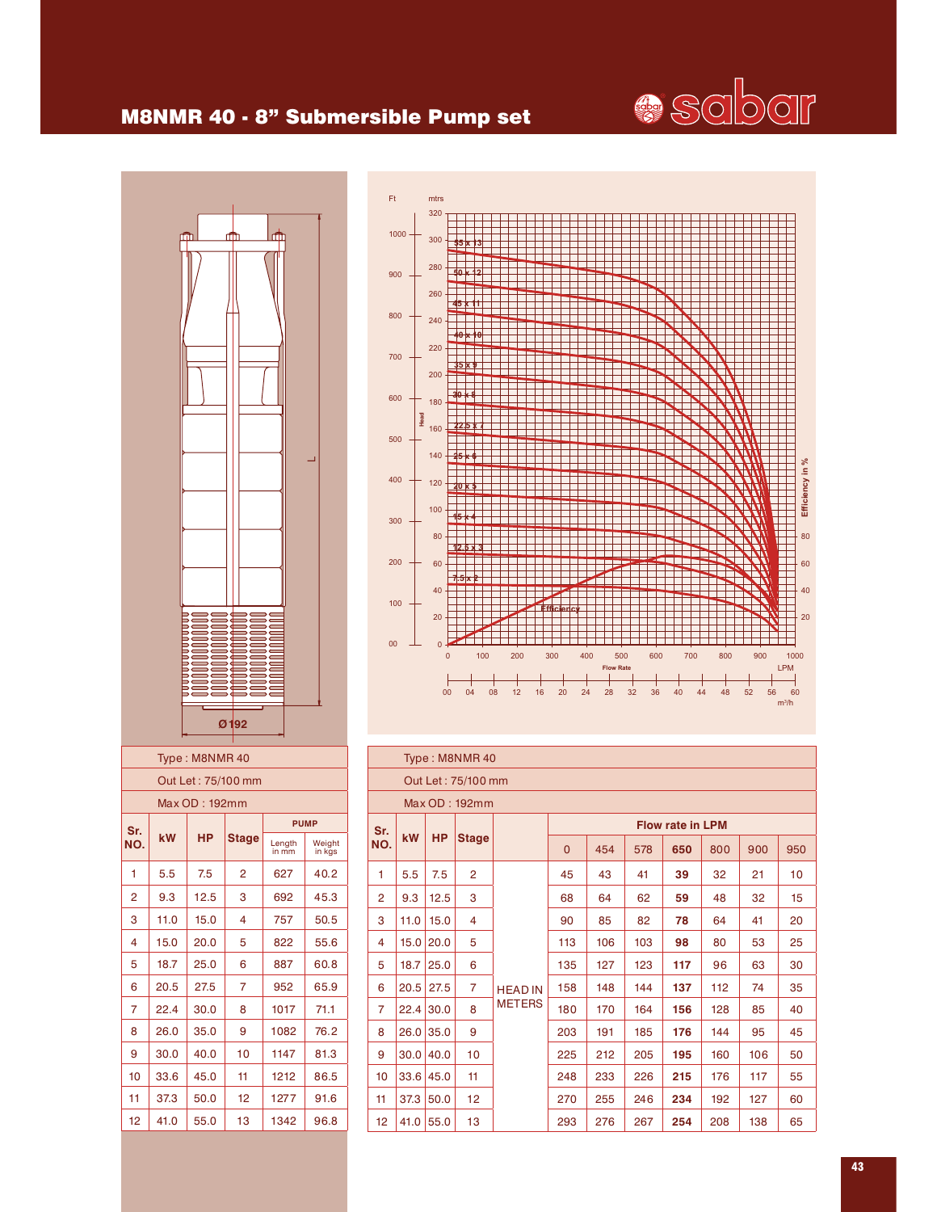# M8NMR 40 - 8" Submersible Pump set

sabar

Ø192

L

| Type : M8NMR 40 | | | | | |
|---|---|---|---|---|---|
| Out Let : 75/100 mm | | | | | |
| Max OD : 192mm | | | | | |
| Sr. NO. | kW | HP | Stage | PUMP | |
| | | | | Length in mm | Weight in kgs |
| 1 | 5.5 | 7.5 | 2 | 627 | 40.2 |
| 2 | 9.3 | 12.5 | 3 | 692 | 45.3 |
| 3 | 11.0 | 15.0 | 4 | 757 | 50.5 |
| 4 | 15.0 | 20.0 | 5 | 822 | 55.6 |
| 5 | 18.7 | 25.0 | 6 | 887 | 60.8 |
| 6 | 20.5 | 27.5 | 7 | 952 | 65.9 |
| 7 | 22.4 | 30.0 | 8 | 1017 | 71.1 |
| 8 | 26.0 | 35.0 | 9 | 1082 | 76.2 |
| 9 | 30.0 | 40.0 | 10 | 1147 | 81.3 |
| 10 | 33.6 | 45.0 | 11 | 1212 | 86.5 |
| 11 | 37.3 | 50.0 | 12 | 1277 | 91.6 |
| 12 | 41.0 | 55.0 | 13 | 1342 | 96.8 |

| Type : M8NMR 40 | | | | | | | | | | | |
|---|---|---|---|---|---|---|---|---|---|---|---|
| Out Let : 75/100 mm | | | | | | | | | | | |
| Max OD : 192mm | | | | | | | | | | | |
| Sr. NO. | kW | HP | Stage | | Flow rate in LPM | | | | | | |
| | | | | | 0 | 454 | 578 | **650** | 800 | 900 | 950 |
| 1 | 5.5 | 7.5 | 2 | HEAD IN METERS | 45 | 43 | 41 | **39** | 32 | 21 | 10 |
| 2 | 9.3 | 12.5 | 3 | | 68 | 64 | 62 | **59** | 48 | 32 | 15 |
| 3 | 11.0 | 15.0 | 4 | | 90 | 85 | 82 | **78** | 64 | 41 | 20 |
| 4 | 15.0 | 20.0 | 5 | | 113 | 106 | 103 | **98** | 80 | 53 | 25 |
| 5 | 18.7 | 25.0 | 6 | | 135 | 127 | 123 | **117** | 96 | 63 | 30 |
| 6 | 20.5 | 27.5 | 7 | | 158 | 148 | 144 | **137** | 112 | 74 | 35 |
| 7 | 22.4 | 30.0 | 8 | | 180 | 170 | 164 | **156** | 128 | 85 | 40 |
| 8 | 26.0 | 35.0 | 9 | | 203 | 191 | 185 | **176** | 144 | 95 | 45 |
| 9 | 30.0 | 40.0 | 10 | | 225 | 212 | 205 | **195** | 160 | 106 | 50 |
| 10 | 33.6 | 45.0 | 11 | | 248 | 233 | 226 | **215** | 176 | 117 | 55 |
| 11 | 37.3 | 50.0 | 12 | | 270 | 255 | 246 | **234** | 192 | 127 | 60 |
| 12 | 41.0 | 55.0 | 13 | | 293 | 276 | 267 | **254** | 208 | 138 | 65 |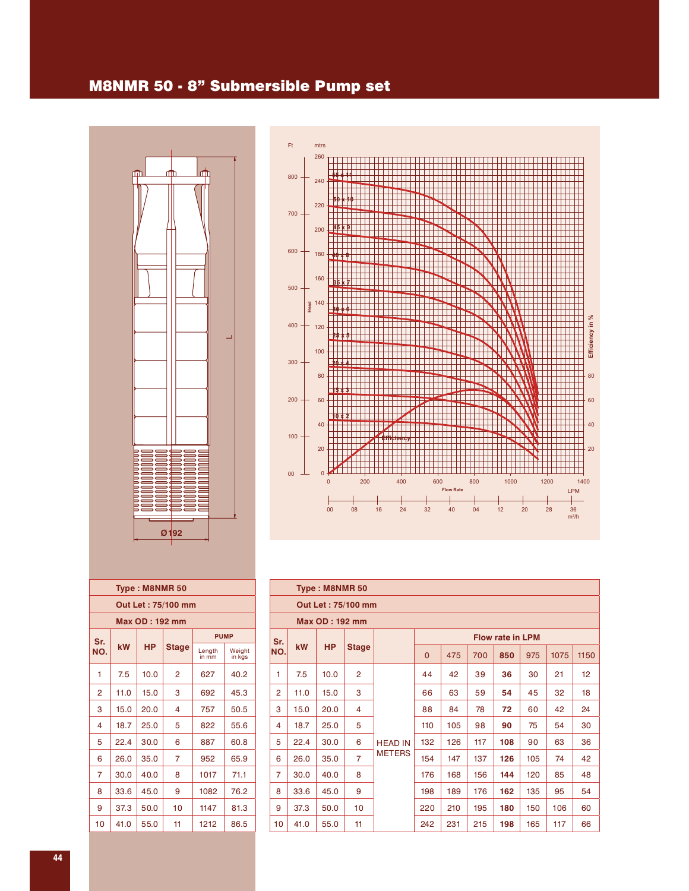# M8NMR 50 - 8" Submersible Pump set

| Type : M8NMR 50 | | | | | |
|---|---|---|---|---|---|
| Out Let : 75/100 mm | | | | | |
| Max OD : 192 mm | | | | | |
| Sr. NO. | kW | HP | Stage | PUMP | |
| | | | | Length in mm | Weight in kgs |
| 1 | 7.5 | 10.0 | 2 | 627 | 40.2 |
| 2 | 11.0 | 15.0 | 3 | 692 | 45.3 |
| 3 | 15.0 | 20.0 | 4 | 757 | 50.5 |
| 4 | 18.7 | 25.0 | 5 | 822 | 55.6 |
| 5 | 22.4 | 30.0 | 6 | 887 | 60.8 |
| 6 | 26.0 | 35.0 | 7 | 952 | 65.9 |
| 7 | 30.0 | 40.0 | 8 | 1017 | 71.1 |
| 8 | 33.6 | 45.0 | 9 | 1082 | 76.2 |
| 9 | 37.3 | 50.0 | 10 | 1147 | 81.3 |
| 10 | 41.0 | 55.0 | 11 | 1212 | 86.5 |

| Type : M8NMR 50 | | | | | | | | | | | |
|---|---|---|---|---|---|---|---|---|---|---|---|
| Out Let : 75/100 mm | | | | | | | | | | | |
| Max OD : 192 mm | | | | | | | | | | | |
| Sr. NO. | kW | HP | Stage | | Flow rate in LPM | | | | | | |
| | | | | | 0 | 475 | 700 | **850** | 975 | 1075 | 1150 |
| 1 | 7.5 | 10.0 | 2 | HEAD IN METERS | 44 | 42 | 39 | **36** | 30 | 21 | 12 |
| 2 | 11.0 | 15.0 | 3 | | 66 | 63 | 59 | **54** | 45 | 32 | 18 |
| 3 | 15.0 | 20.0 | 4 | | 88 | 84 | 78 | **72** | 60 | 42 | 24 |
| 4 | 18.7 | 25.0 | 5 | | 110 | 105 | 98 | **90** | 75 | 54 | 30 |
| 5 | 22.4 | 30.0 | 6 | | 132 | 126 | 117 | **108** | 90 | 63 | 36 |
| 6 | 26.0 | 35.0 | 7 | | 154 | 147 | 137 | **126** | 105 | 74 | 42 |
| 7 | 30.0 | 40.0 | 8 | | 176 | 168 | 156 | **144** | 120 | 85 | 48 |
| 8 | 33.6 | 45.0 | 9 | | 198 | 189 | 176 | **162** | 135 | 95 | 54 |
| 9 | 37.3 | 50.0 | 10 | | 220 | 210 | 195 | **180** | 150 | 106 | 60 |
| 10 | 41.0 | 55.0 | 11 | | 242 | 231 | 215 | **198** | 165 | 117 | 66 |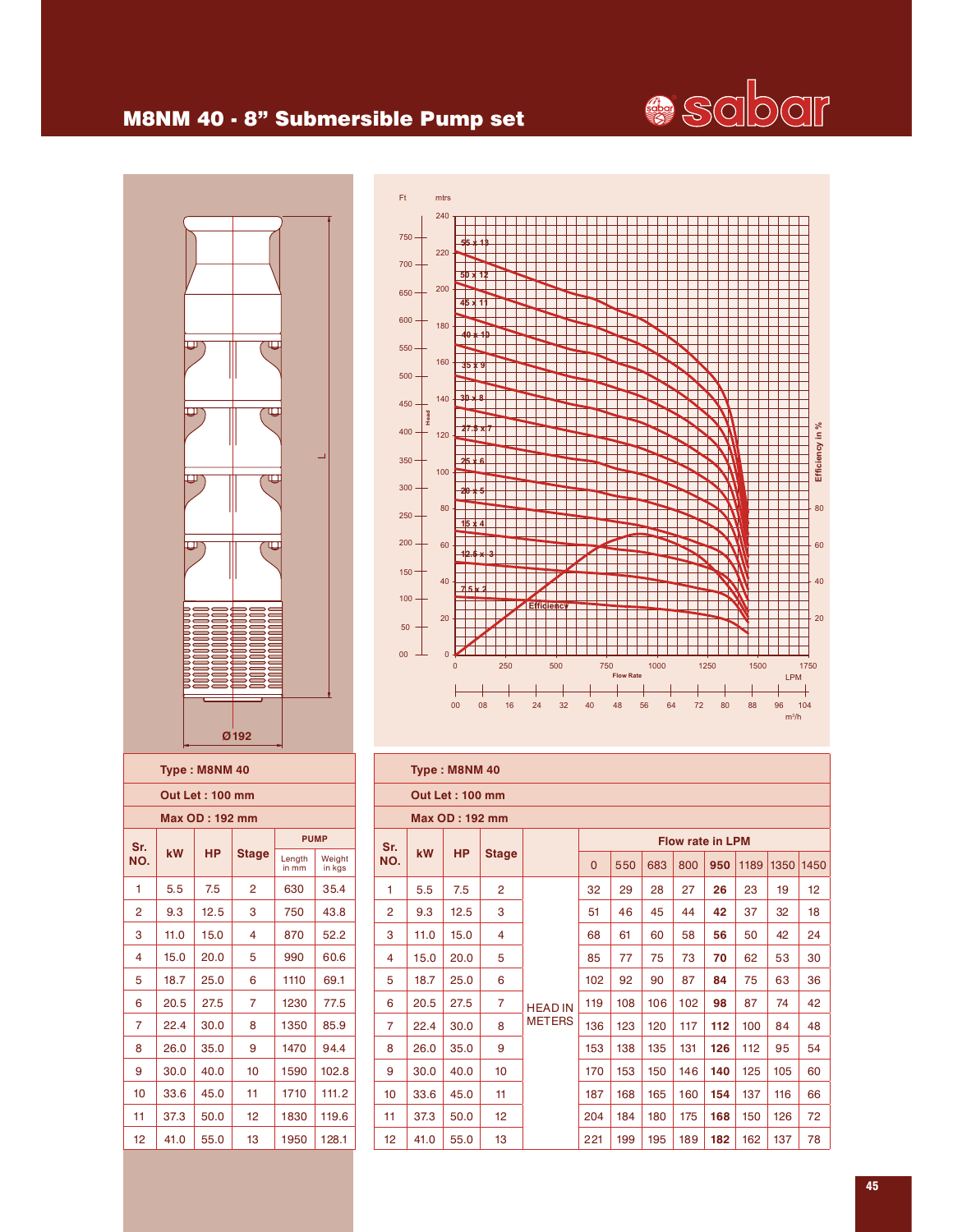# M8NM 40 - 8" Submersible Pump set

| Type : M8NM 40 | | | | | |
|---|---|---|---|---|---|
| Out Let : 100 mm | | | | | |
| Max OD : 192 mm | | | | | |
| Sr. NO. | kW | HP | Stage | PUMP | |
| | | | | Length in mm | Weight in kgs |
| 1 | 5.5 | 7.5 | 2 | 630 | 35.4 |
| 2 | 9.3 | 12.5 | 3 | 750 | 43.8 |
| 3 | 11.0 | 15.0 | 4 | 870 | 52.2 |
| 4 | 15.0 | 20.0 | 5 | 990 | 60.6 |
| 5 | 18.7 | 25.0 | 6 | 1110 | 69.1 |
| 6 | 20.5 | 27.5 | 7 | 1230 | 77.5 |
| 7 | 22.4 | 30.0 | 8 | 1350 | 85.9 |
| 8 | 26.0 | 35.0 | 9 | 1470 | 94.4 |
| 9 | 30.0 | 40.0 | 10 | 1590 | 102.8 |
| 10 | 33.6 | 45.0 | 11 | 1710 | 111.2 |
| 11 | 37.3 | 50.0 | 12 | 1830 | 119.6 |
| 12 | 41.0 | 55.0 | 13 | 1950 | 128.1 |

| Type : M8NM 40 | | | | | | | | | | | | |
|---|---|---|---|---|---|---|---|---|---|---|---|---|
| Out Let : 100 mm | | | | | | | | | | | | |
| Max OD : 192 mm | | | | | | | | | | | | |
| Sr. NO. | kW | HP | Stage | | Flow rate in LPM | | | | | | | |
| | | | | | 0 | 550 | 683 | 800 | **950** | 1189 | 1350 | 1450 |
| 1 | 5.5 | 7.5 | 2 | HEAD IN METERS | 32 | 29 | 28 | 27 | **26** | 23 | 19 | 12 |
| 2 | 9.3 | 12.5 | 3 | | 51 | 46 | 45 | 44 | **42** | 37 | 32 | 18 |
| 3 | 11.0 | 15.0 | 4 | | 68 | 61 | 60 | 58 | **56** | 50 | 42 | 24 |
| 4 | 15.0 | 20.0 | 5 | | 85 | 77 | 75 | 73 | **70** | 62 | 53 | 30 |
| 5 | 18.7 | 25.0 | 6 | | 102 | 92 | 90 | 87 | **84** | 75 | 63 | 36 |
| 6 | 20.5 | 27.5 | 7 | | 119 | 108 | 106 | 102 | **98** | 87 | 74 | 42 |
| 7 | 22.4 | 30.0 | 8 | | 136 | 123 | 120 | 117 | **112** | 100 | 84 | 48 |
| 8 | 26.0 | 35.0 | 9 | | 153 | 138 | 135 | 131 | **126** | 112 | 95 | 54 |
| 9 | 30.0 | 40.0 | 10 | | 170 | 153 | 150 | 146 | **140** | 125 | 105 | 60 |
| 10 | 33.6 | 45.0 | 11 | | 187 | 168 | 165 | 160 | **154** | 137 | 116 | 66 |
| 11 | 37.3 | 50.0 | 12 | | 204 | 184 | 180 | 175 | **168** | 150 | 126 | 72 |
| 12 | 41.0 | 55.0 | 13 | | 221 | 199 | 195 | 189 | **182** | 162 | 137 | 78 |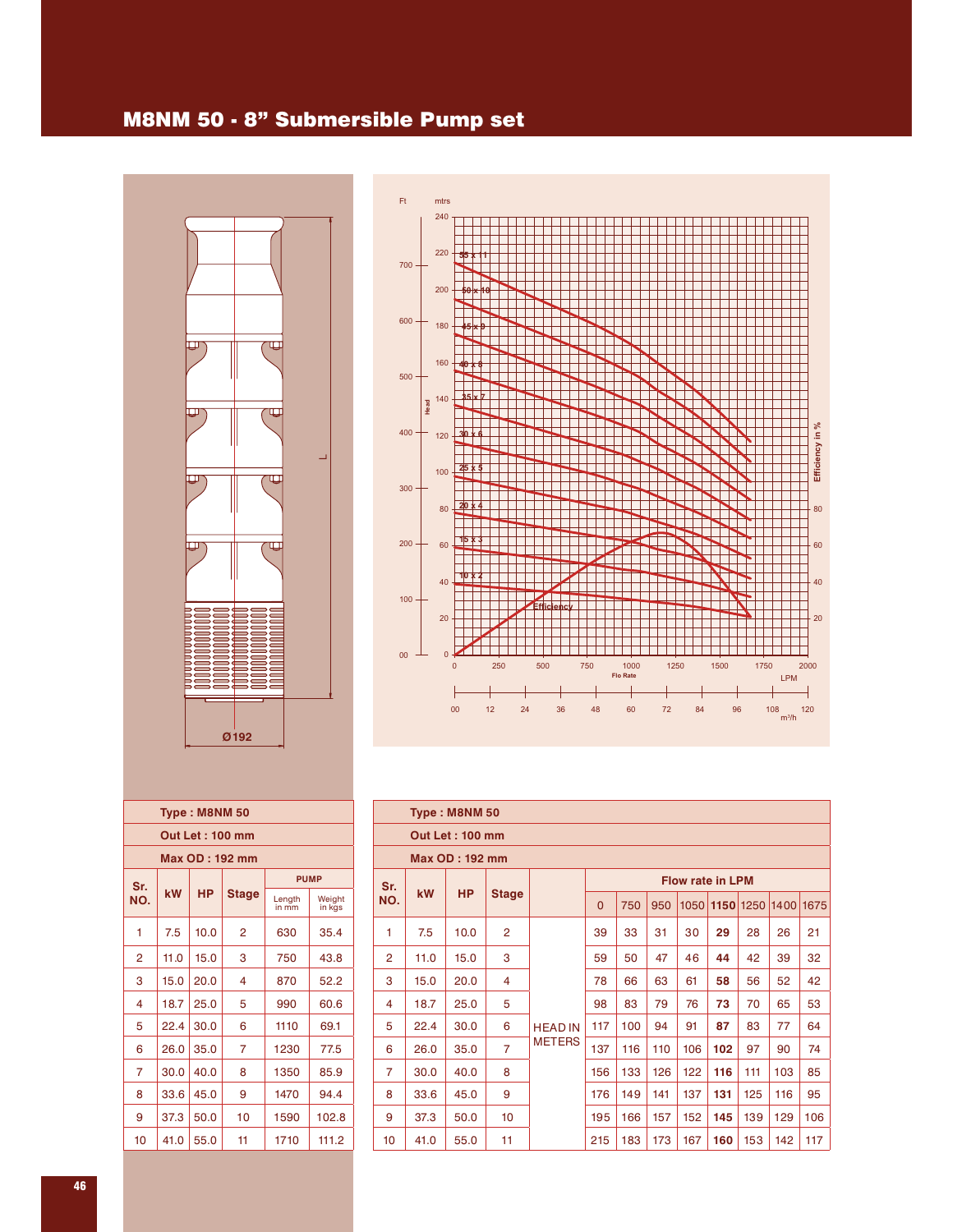# M8NM 50 - 8" Submersible Pump set

**Type : M8NM 50**

**Out Let : 100 mm**

**Max OD : 192 mm**

| Sr. NO. | kW | HP | Stage | PUMP | |
|---|---|---|---|---|---|
| | | | | Length in mm | Weight in kgs |
| 1 | 7.5 | 10.0 | 2 | 630 | 35.4 |
| 2 | 11.0 | 15.0 | 3 | 750 | 43.8 |
| 3 | 15.0 | 20.0 | 4 | 870 | 52.2 |
| 4 | 18.7 | 25.0 | 5 | 990 | 60.6 |
| 5 | 22.4 | 30.0 | 6 | 1110 | 69.1 |
| 6 | 26.0 | 35.0 | 7 | 1230 | 77.5 |
| 7 | 30.0 | 40.0 | 8 | 1350 | 85.9 |
| 8 | 33.6 | 45.0 | 9 | 1470 | 94.4 |
| 9 | 37.3 | 50.0 | 10 | 1590 | 102.8 |
| 10 | 41.0 | 55.0 | 11 | 1710 | 111.2 |

**Type : M8NM 50**

**Out Let : 100 mm**

**Max OD : 192 mm**

| Sr. NO. | kW | HP | Stage | | Flow rate in LPM | | | | | | | |
|---|---|---|---|---|---|---|---|---|---|---|---|---|
| | | | | | 0 | 750 | 950 | 1050 | **1150** | 1250 | 1400 | 1675 |
| 1 | 7.5 | 10.0 | 2 | HEAD IN METERS | 39 | 33 | 31 | 30 | **29** | 28 | 26 | 21 |
| 2 | 11.0 | 15.0 | 3 | | 59 | 50 | 47 | 46 | **44** | 42 | 39 | 32 |
| 3 | 15.0 | 20.0 | 4 | | 78 | 66 | 63 | 61 | **58** | 56 | 52 | 42 |
| 4 | 18.7 | 25.0 | 5 | | 98 | 83 | 79 | 76 | **73** | 70 | 65 | 53 |
| 5 | 22.4 | 30.0 | 6 | | 117 | 100 | 94 | 91 | **87** | 83 | 77 | 64 |
| 6 | 26.0 | 35.0 | 7 | | 137 | 116 | 110 | 106 | **102** | 97 | 90 | 74 |
| 7 | 30.0 | 40.0 | 8 | | 156 | 133 | 126 | 122 | **116** | 111 | 103 | 85 |
| 8 | 33.6 | 45.0 | 9 | | 176 | 149 | 141 | 137 | **131** | 125 | 116 | 95 |
| 9 | 37.3 | 50.0 | 10 | | 195 | 166 | 157 | 152 | **145** | 139 | 129 | 106 |
| 10 | 41.0 | 55.0 | 11 | | 215 | 183 | 173 | 167 | **160** | 153 | 142 | 117 |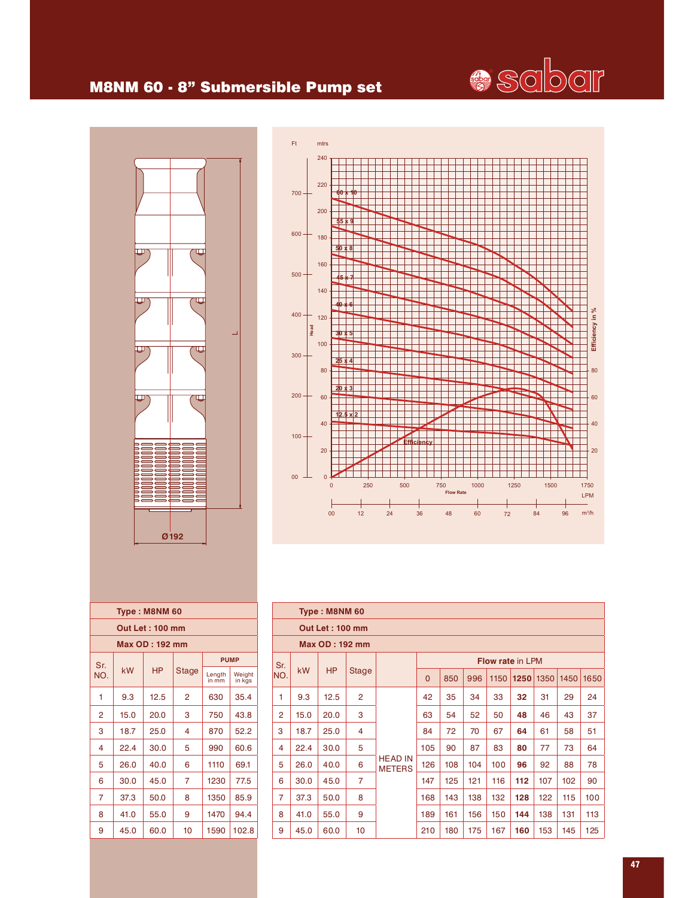# M8NM 60 - 8" Submersible Pump set

| Type : M8NM 60 | | | | | |
|---|---|---|---|---|---|
| **Out Let : 100 mm** | | | | | |
| **Max OD : 192 mm** | | | | | |
| Sr. NO. | kW | HP | Stage | PUMP | |
| | | | | Length in mm | Weight in kgs |
| 1 | 9.3 | 12.5 | 2 | 630 | 35.4 |
| 2 | 15.0 | 20.0 | 3 | 750 | 43.8 |
| 3 | 18.7 | 25.0 | 4 | 870 | 52.2 |
| 4 | 22.4 | 30.0 | 5 | 990 | 60.6 |
| 5 | 26.0 | 40.0 | 6 | 1110 | 69.1 |
| 6 | 30.0 | 45.0 | 7 | 1230 | 77.5 |
| 7 | 37.3 | 50.0 | 8 | 1350 | 85.9 |
| 8 | 41.0 | 55.0 | 9 | 1470 | 94.4 |
| 9 | 45.0 | 60.0 | 10 | 1590 | 102.8 |

| Type : M8NM 60 | | | | | | | | | | | | |
|---|---|---|---|---|---|---|---|---|---|---|---|---|
| **Out Let : 100 mm** | | | | | | | | | | | | |
| **Max OD : 192 mm** | | | | | | | | | | | | |
| Sr. NO. | kW | HP | Stage | | Flow rate in LPM | | | | | | | |
| | | | | | 0 | 850 | 996 | 1150 | **1250** | 1350 | 1450 | 1650 |
| 1 | 9.3 | 12.5 | 2 | HEAD IN METERS | 42 | 35 | 34 | 33 | **32** | 31 | 29 | 24 |
| 2 | 15.0 | 20.0 | 3 | | 63 | 54 | 52 | 50 | **48** | 46 | 43 | 37 |
| 3 | 18.7 | 25.0 | 4 | | 84 | 72 | 70 | 67 | **64** | 61 | 58 | 51 |
| 4 | 22.4 | 30.0 | 5 | | 105 | 90 | 87 | 83 | **80** | 77 | 73 | 64 |
| 5 | 26.0 | 40.0 | 6 | | 126 | 108 | 104 | 100 | **96** | 92 | 88 | 78 |
| 6 | 30.0 | 45.0 | 7 | | 147 | 125 | 121 | 116 | **112** | 107 | 102 | 90 |
| 7 | 37.3 | 50.0 | 8 | | 168 | 143 | 138 | 132 | **128** | 122 | 115 | 100 |
| 8 | 41.0 | 55.0 | 9 | | 189 | 161 | 156 | 150 | **144** | 138 | 131 | 113 |
| 9 | 45.0 | 60.0 | 10 | | 210 | 180 | 175 | 167 | **160** | 153 | 145 | 125 |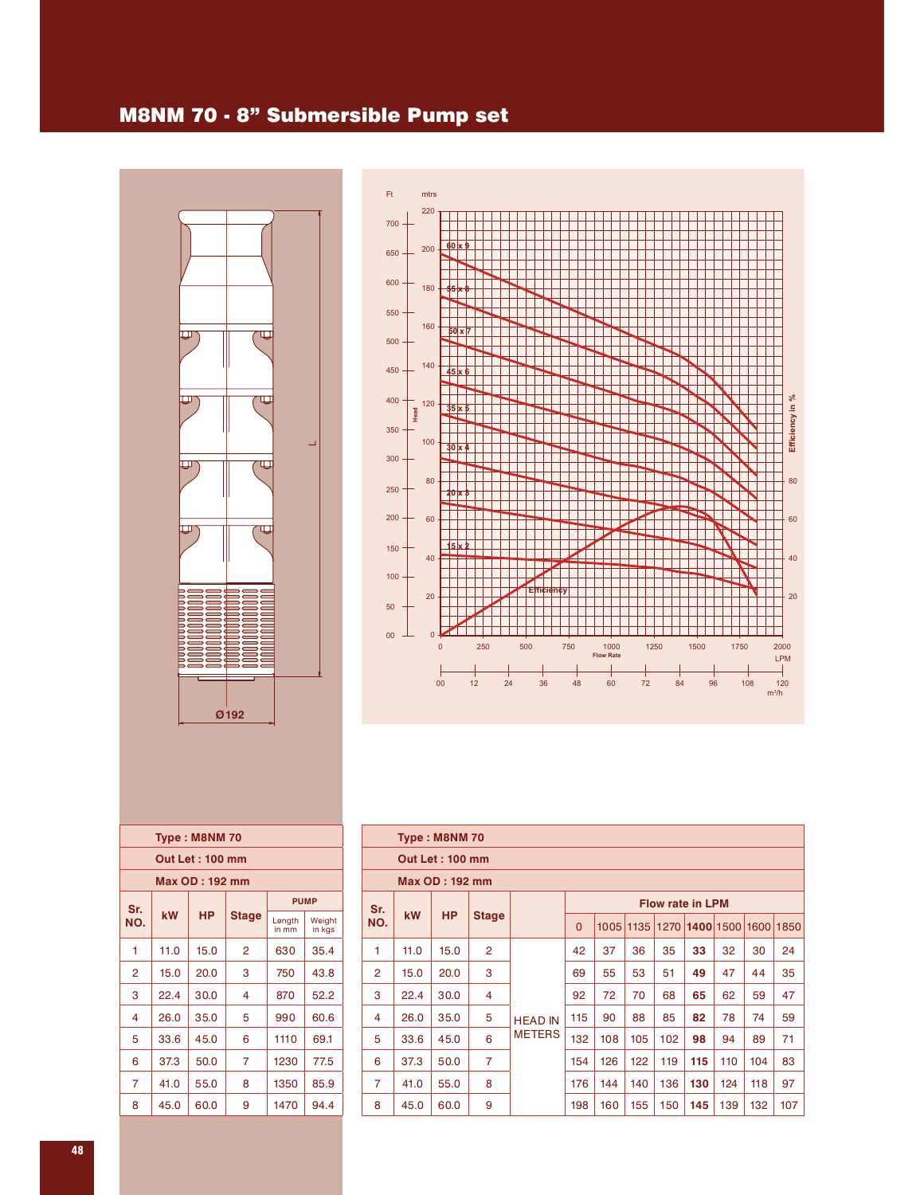# M8NM 70 - 8" Submersible Pump set

| Type : M8NM 70 | | | | | |
|---|---|---|---|---|---|
| **Out Let : 100 mm** | | | | | |
| **Max OD : 192 mm** | | | | | |
| **Sr. NO.** | **kW** | **HP** | **Stage** | **PUMP** | |
| | | | | Length in mm | Weight in kgs |
| 1 | 11.0 | 15.0 | 2 | 630 | 35.4 |
| 2 | 15.0 | 20.0 | 3 | 750 | 43.8 |
| 3 | 22.4 | 30.0 | 4 | 870 | 52.2 |
| 4 | 26.0 | 35.0 | 5 | 990 | 60.6 |
| 5 | 33.6 | 45.0 | 6 | 1110 | 69.1 |
| 6 | 37.3 | 50.0 | 7 | 1230 | 77.5 |
| 7 | 41.0 | 55.0 | 8 | 1350 | 85.9 |
| 8 | 45.0 | 60.0 | 9 | 1470 | 94.4 |

| Type : M8NM 70 | | | | | | | | | | | | |
|---|---|---|---|---|---|---|---|---|---|---|---|---|
| **Out Let : 100 mm** | | | | | | | | | | | | |
| **Max OD : 192 mm** | | | | | | | | | | | | |
| **Sr. NO.** | **kW** | **HP** | **Stage** | | **Flow rate in LPM** | | | | | | | |
| | | | | | 0 | 1005 | 1135 | 1270 | **1400** | 1500 | 1600 | 1850 |
| 1 | 11.0 | 15.0 | 2 | HEAD IN METERS | 42 | 37 | 36 | 35 | **33** | 32 | 30 | 24 |
| 2 | 15.0 | 20.0 | 3 | | 69 | 55 | 53 | 51 | **49** | 47 | 44 | 35 |
| 3 | 22.4 | 30.0 | 4 | | 92 | 72 | 70 | 68 | **65** | 62 | 59 | 47 |
| 4 | 26.0 | 35.0 | 5 | | 115 | 90 | 88 | 85 | **82** | 78 | 74 | 59 |
| 5 | 33.6 | 45.0 | 6 | | 132 | 108 | 105 | 102 | **98** | 94 | 89 | 71 |
| 6 | 37.3 | 50.0 | 7 | | 154 | 126 | 122 | 119 | **115** | 110 | 104 | 83 |
| 7 | 41.0 | 55.0 | 8 | | 176 | 144 | 140 | 136 | **130** | 124 | 118 | 97 |
| 8 | 45.0 | 60.0 | 9 | | 198 | 160 | 155 | 150 | **145** | 139 | 132 | 107 |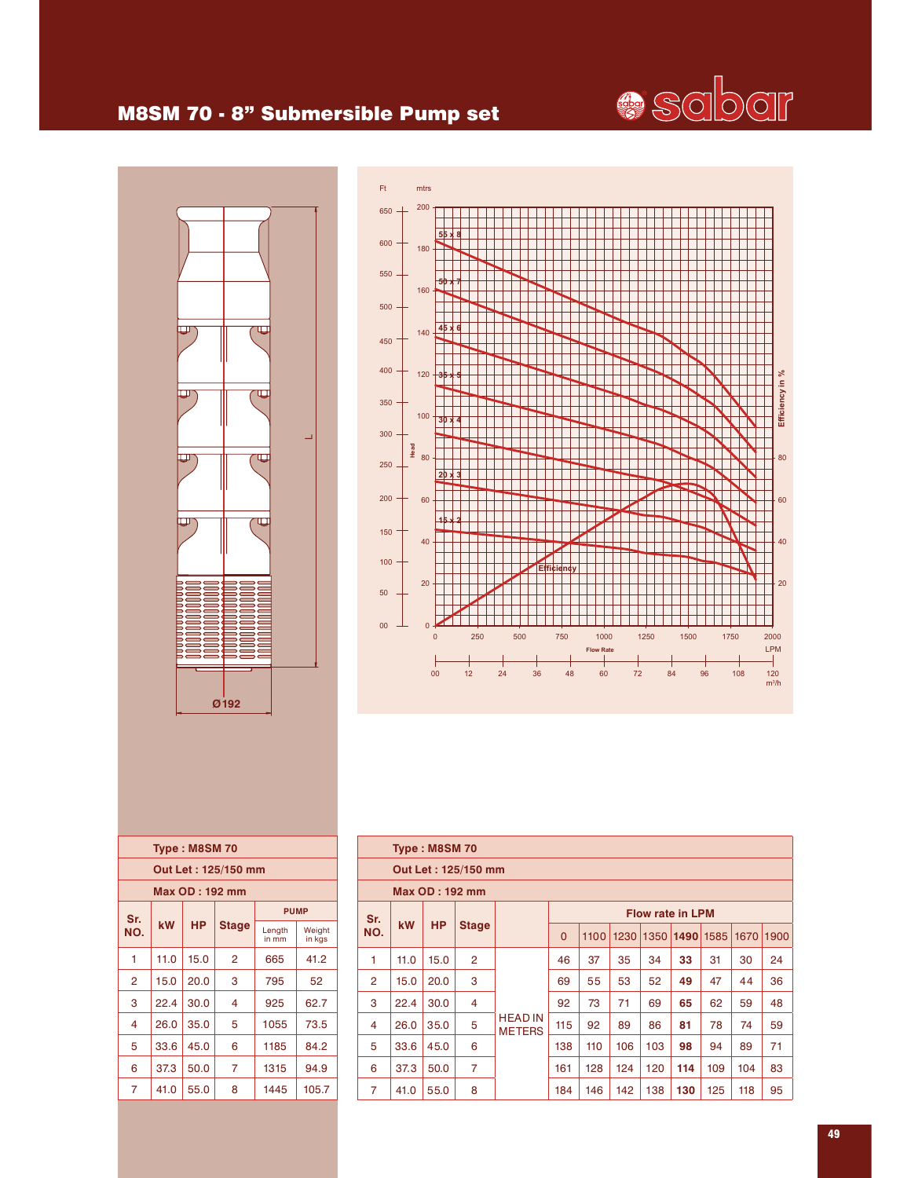# M8SM 70 - 8" Submersible Pump set

| Type : M8SM 70 | | | | | |
|---|---|---|---|---|---|
| **Out Let : 125/150 mm** | | | | | |
| **Max OD : 192 mm** | | | | | |
| Sr. NO. | kW | HP | Stage | PUMP | |
| | | | | Length in mm | Weight in kgs |
| 1 | 11.0 | 15.0 | 2 | 665 | 41.2 |
| 2 | 15.0 | 20.0 | 3 | 795 | 52 |
| 3 | 22.4 | 30.0 | 4 | 925 | 62.7 |
| 4 | 26.0 | 35.0 | 5 | 1055 | 73.5 |
| 5 | 33.6 | 45.0 | 6 | 1185 | 84.2 |
| 6 | 37.3 | 50.0 | 7 | 1315 | 94.9 |
| 7 | 41.0 | 55.0 | 8 | 1445 | 105.7 |

| Type : M8SM 70 | | | | | | | | | | | | |
|---|---|---|---|---|---|---|---|---|---|---|---|---|
| **Out Let : 125/150 mm** | | | | | | | | | | | | |
| **Max OD : 192 mm** | | | | | | | | | | | | |
| Sr. NO. | kW | HP | Stage | | Flow rate in LPM | | | | | | | |
| | | | | | 0 | 1100 | 1230 | 1350 | **1490** | 1585 | 1670 | 1900 |
| 1 | 11.0 | 15.0 | 2 | HEAD IN METERS | 46 | 37 | 35 | 34 | **33** | 31 | 30 | 24 |
| 2 | 15.0 | 20.0 | 3 | | 69 | 55 | 53 | 52 | **49** | 47 | 44 | 36 |
| 3 | 22.4 | 30.0 | 4 | | 92 | 73 | 71 | 69 | **65** | 62 | 59 | 48 |
| 4 | 26.0 | 35.0 | 5 | | 115 | 92 | 89 | 86 | **81** | 78 | 74 | 59 |
| 5 | 33.6 | 45.0 | 6 | | 138 | 110 | 106 | 103 | **98** | 94 | 89 | 71 |
| 6 | 37.3 | 50.0 | 7 | | 161 | 128 | 124 | 120 | **114** | 109 | 104 | 83 |
| 7 | 41.0 | 55.0 | 8 | | 184 | 146 | 142 | 138 | **130** | 125 | 118 | 95 |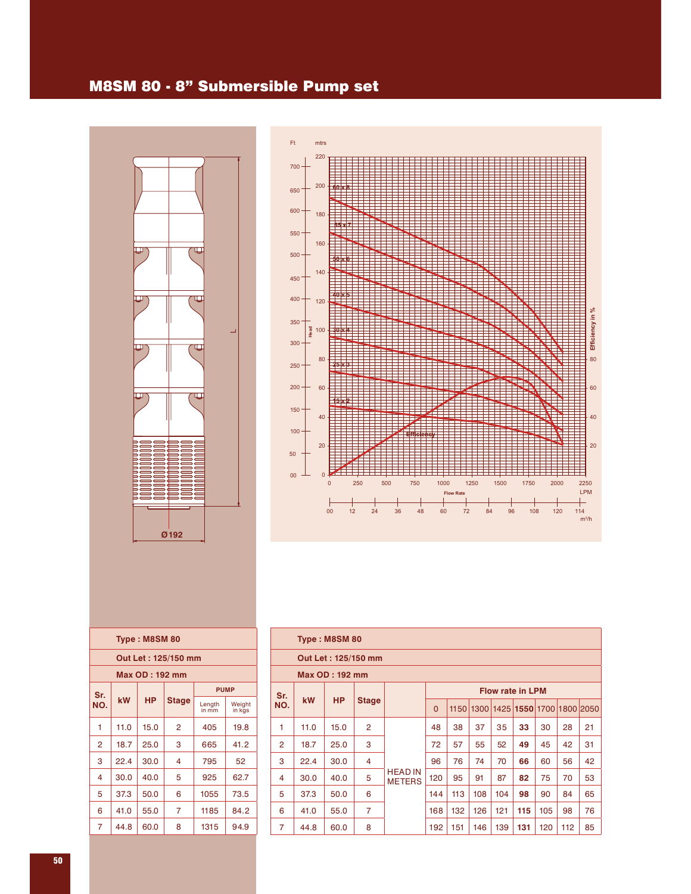# M8SM 80 - 8" Submersible Pump set

| Type : M8SM 80 | | | | | |
|---|---|---|---|---|---|
| Out Let : 125/150 mm | | | | | |
| Max OD : 192 mm | | | | | |
| Sr. NO. | kW | HP | Stage | PUMP | |
| | | | | Length in mm | Weight in kgs |
| 1 | 11.0 | 15.0 | 2 | 405 | 19.8 |
| 2 | 18.7 | 25.0 | 3 | 665 | 41.2 |
| 3 | 22.4 | 30.0 | 4 | 795 | 52 |
| 4 | 30.0 | 40.0 | 5 | 925 | 62.7 |
| 5 | 37.3 | 50.0 | 6 | 1055 | 73.5 |
| 6 | 41.0 | 55.0 | 7 | 1185 | 84.2 |
| 7 | 44.8 | 60.0 | 8 | 1315 | 94.9 |

| Type : M8SM 80 | | | | | | | | | | | | |
|---|---|---|---|---|---|---|---|---|---|---|---|---|
| Out Let : 125/150 mm | | | | | | | | | | | | |
| Max OD : 192 mm | | | | | | | | | | | | |
| Sr. NO. | kW | HP | Stage | | Flow rate in LPM | | | | | | | |
| | | | | | 0 | 1150 | 1300 | 1425 | **1550** | 1700 | 1800 | 2050 |
| 1 | 11.0 | 15.0 | 2 | HEAD IN METERS | 48 | 38 | 37 | 35 | **33** | 30 | 28 | 21 |
| 2 | 18.7 | 25.0 | 3 | | 72 | 57 | 55 | 52 | **49** | 45 | 42 | 31 |
| 3 | 22.4 | 30.0 | 4 | | 96 | 76 | 74 | 70 | **66** | 60 | 56 | 42 |
| 4 | 30.0 | 40.0 | 5 | | 120 | 95 | 91 | 87 | **82** | 75 | 70 | 53 |
| 5 | 37.3 | 50.0 | 6 | | 144 | 113 | 108 | 104 | **98** | 90 | 84 | 65 |
| 6 | 41.0 | 55.0 | 7 | | 168 | 132 | 126 | 121 | **115** | 105 | 98 | 76 |
| 7 | 44.8 | 60.0 | 8 | | 192 | 151 | 146 | 139 | **131** | 120 | 112 | 85 |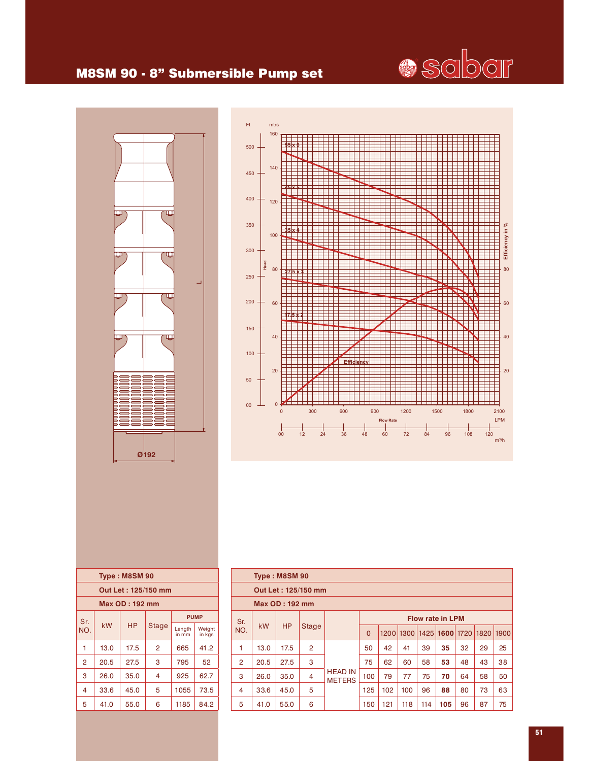# M8SM 90 - 8" Submersible Pump set

| Type : M8SM 90 | | | | | |
|---|---|---|---|---|---|
| Out Let : 125/150 mm | | | | | |
| Max OD : 192 mm | | | | | |
| Sr. NO. | kW | HP | Stage | PUMP | |
| | | | | Length in mm | Weight in kgs |
| 1 | 13.0 | 17.5 | 2 | 665 | 41.2 |
| 2 | 20.5 | 27.5 | 3 | 795 | 52 |
| 3 | 26.0 | 35.0 | 4 | 925 | 62.7 |
| 4 | 33.6 | 45.0 | 5 | 1055 | 73.5 |
| 5 | 41.0 | 55.0 | 6 | 1185 | 84.2 |

| Type : M8SM 90 | | | | | | | | | | | | |
|---|---|---|---|---|---|---|---|---|---|---|---|---|
| Out Let : 125/150 mm | | | | | | | | | | | | |
| Max OD : 192 mm | | | | | | | | | | | | |
| Sr. NO. | kW | HP | Stage | | Flow rate in LPM | | | | | | | |
| | | | | | 0 | 1200 | 1300 | 1425 | **1600** | 1720 | 1820 | 1900 |
| 1 | 13.0 | 17.5 | 2 | HEAD IN METERS | 50 | 42 | 41 | 39 | **35** | 32 | 29 | 25 |
| 2 | 20.5 | 27.5 | 3 | | 75 | 62 | 60 | 58 | **53** | 48 | 43 | 38 |
| 3 | 26.0 | 35.0 | 4 | | 100 | 79 | 77 | 75 | **70** | 64 | 58 | 50 |
| 4 | 33.6 | 45.0 | 5 | | 125 | 102 | 100 | 96 | **88** | 80 | 73 | 63 |
| 5 | 41.0 | 55.0 | 6 | | 150 | 121 | 118 | 114 | **105** | 96 | 87 | 75 |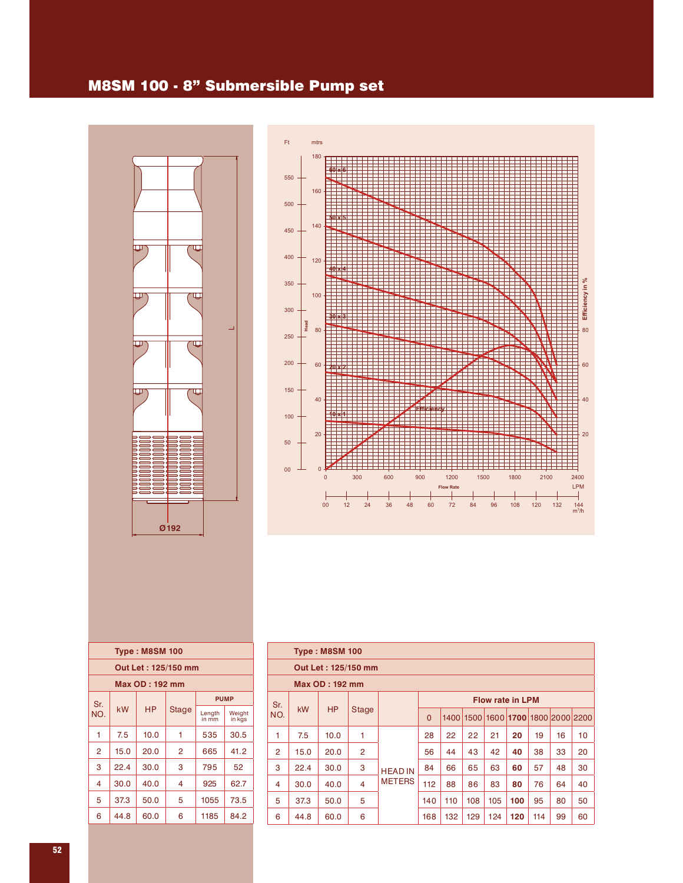# M8SM 100 - 8" Submersible Pump set

| Type : M8SM 100 | | | | | |
|---|---|---|---|---|---|
| Out Let : 125/150 mm | | | | | |
| Max OD : 192 mm | | | | | |
| Sr. NO. | kW | HP | Stage | PUMP | |
| | | | | Length in mm | Weight in kgs |
| 1 | 7.5 | 10.0 | 1 | 535 | 30.5 |
| 2 | 15.0 | 20.0 | 2 | 665 | 41.2 |
| 3 | 22.4 | 30.0 | 3 | 795 | 52 |
| 4 | 30.0 | 40.0 | 4 | 925 | 62.7 |
| 5 | 37.3 | 50.0 | 5 | 1055 | 73.5 |
| 6 | 44.8 | 60.0 | 6 | 1185 | 84.2 |

| Type : M8SM 100 | | | | | | | | | | | | |
|---|---|---|---|---|---|---|---|---|---|---|---|---|
| Out Let : 125/150 mm | | | | | | | | | | | | |
| Max OD : 192 mm | | | | | | | | | | | | |
| Sr. NO. | kW | HP | Stage | | Flow rate in LPM | | | | | | | |
| | | | | | 0 | 1400 | 1500 | 1600 | **1700** | 1800 | 2000 | 2200 |
| 1 | 7.5 | 10.0 | 1 | HEAD IN METERS | 28 | 22 | 22 | 21 | **20** | 19 | 16 | 10 |
| 2 | 15.0 | 20.0 | 2 | | 56 | 44 | 43 | 42 | **40** | 38 | 33 | 20 |
| 3 | 22.4 | 30.0 | 3 | | 84 | 66 | 65 | 63 | **60** | 57 | 48 | 30 |
| 4 | 30.0 | 40.0 | 4 | | 112 | 88 | 86 | 83 | **80** | 76 | 64 | 40 |
| 5 | 37.3 | 50.0 | 5 | | 140 | 110 | 108 | 105 | **100** | 95 | 80 | 50 |
| 6 | 44.8 | 60.0 | 6 | | 168 | 132 | 129 | 124 | **120** | 114 | 99 | 60 |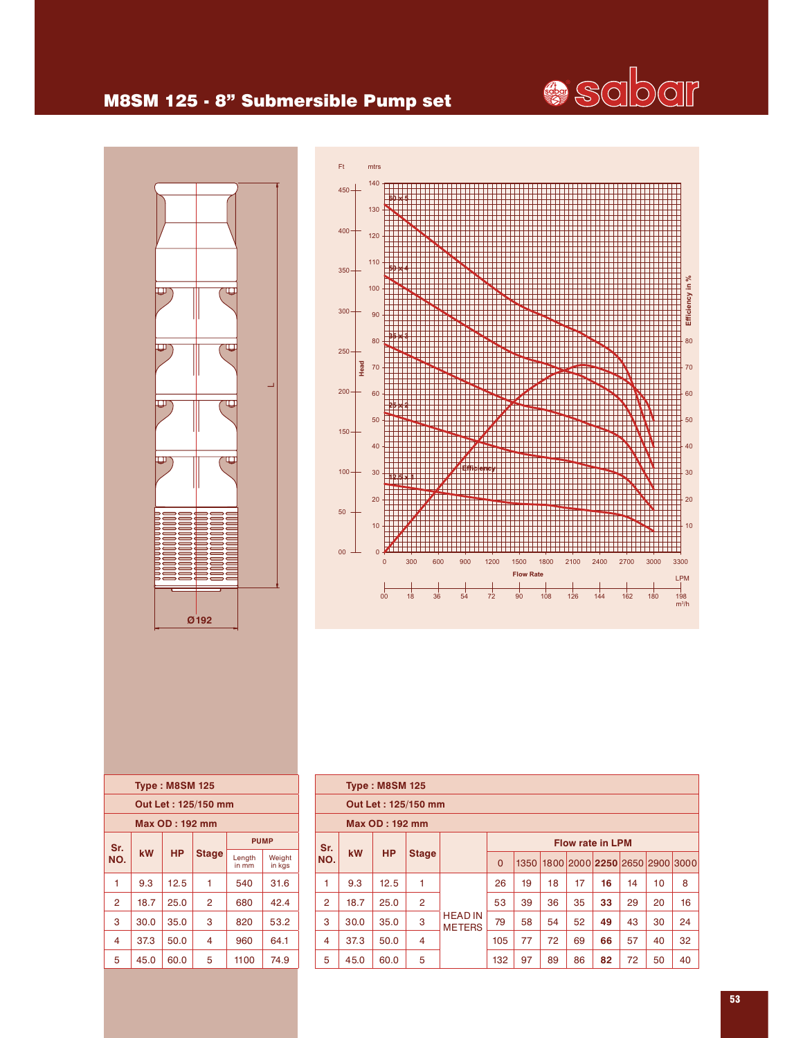# M8SM 125 - 8" Submersible Pump set

sabar

L

Ø192

Ft
mtrs
Head
Efficiency in %
60 x 5
50 x 4
35 x 3
25 x 2
12.5 x 1
Efficiency
450
400
350
300
250
200
150
100
50
00
140
130
120
110
100
90
80
70
60
50
40
30
20
10
0
0 300 600 900 1200 1500 1800 2100 2400 2700 3000 3300
Flow Rate
LPM
00 18 36 54 72 90 108 126 144 162 180 198
m³/h

Type : M8SM 125

Out Let : 125/150 mm

Max OD : 192 mm

| Sr. NO. | kW | HP | Stage | PUMP | |
|---|---|---|---|---|---|
| | | | | Length in mm | Weight in kgs |
| 1 | 9.3 | 12.5 | 1 | 540 | 31.6 |
| 2 | 18.7 | 25.0 | 2 | 680 | 42.4 |
| 3 | 30.0 | 35.0 | 3 | 820 | 53.2 |
| 4 | 37.3 | 50.0 | 4 | 960 | 64.1 |
| 5 | 45.0 | 60.0 | 5 | 1100 | 74.9 |

Type : M8SM 125

Out Let : 125/150 mm

Max OD : 192 mm

| Sr. NO. | kW | HP | Stage | | Flow rate in LPM | | | | | | | |
|---|---|---|---|---|---|---|---|---|---|---|---|---|
| | | | | | 0 | 1350 | 1800 | 2000 | **2250** | 2650 | 2900 | 3000 |
| 1 | 9.3 | 12.5 | 1 | HEAD IN METERS | 26 | 19 | 18 | 17 | **16** | 14 | 10 | 8 |
| 2 | 18.7 | 25.0 | 2 | | 53 | 39 | 36 | 35 | **33** | 29 | 20 | 16 |
| 3 | 30.0 | 35.0 | 3 | | 79 | 58 | 54 | 52 | **49** | 43 | 30 | 24 |
| 4 | 37.3 | 50.0 | 4 | | 105 | 77 | 72 | 69 | **66** | 57 | 40 | 32 |
| 5 | 45.0 | 60.0 | 5 | | 132 | 97 | 89 | 86 | **82** | 72 | 50 | 40 |